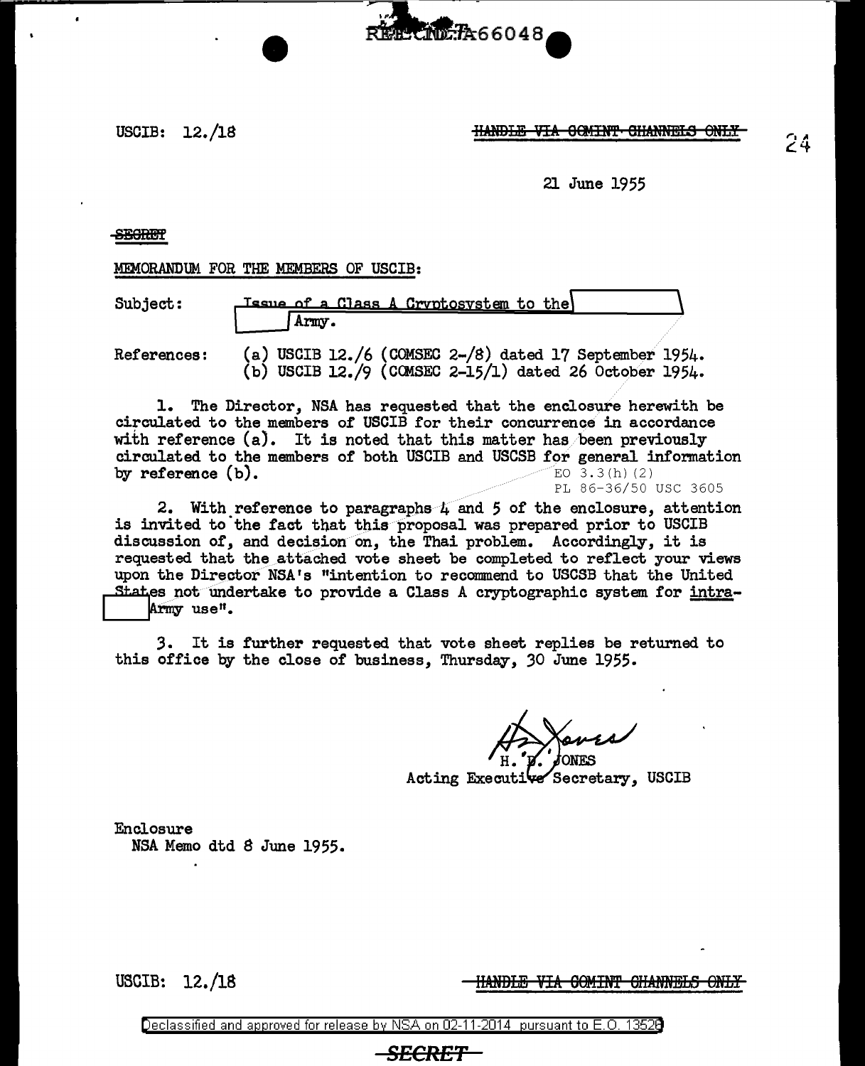REF ID:A66048

USCIB: 12./18

~~HANDLE VIA COMINT CHANNELS ONLY~~

21 June 1955

~~SECRET~~

MEMORANDUM FOR THE MEMBERS OF USCIB:

Subject: Issue of a Class A Cryptosystem to the [ ] Army.

References: (a) USCIB 12./6 (COMSEC 2-/8) dated 17 September 1954.
(b) USCIB 12./9 (COMSEC 2-15/1) dated 26 October 1954.

1. The Director, NSA has requested that the enclosure herewith be circulated to the members of USCIB for their concurrence in accordance with reference (a). It is noted that this matter has been previously circulated to the members of both USCIB and USCSB for general information by reference (b).

EO 3.3(h)(2)
PL 86-36/50 USC 3605

2. With reference to paragraphs 4 and 5 of the enclosure, attention is invited to the fact that this proposal was prepared prior to USCIB discussion of, and decision on, the Thai problem. Accordingly, it is requested that the attached vote sheet be completed to reflect your views upon the Director NSA's "intention to recommend to USCSB that the United States not undertake to provide a Class A cryptographic system for intra-[ ] Army use".

3. It is further requested that vote sheet replies be returned to this office by the close of business, Thursday, 30 June 1955.

H. D. JONES
Acting Executive Secretary, USCIB

Enclosure
NSA Memo dtd 8 June 1955.

USCIB: 12./18

~~HANDLE VIA COMINT CHANNELS ONLY~~

Declassified and approved for release by NSA on 02-11-2014 pursuant to E.O. 13526

~~SECRET~~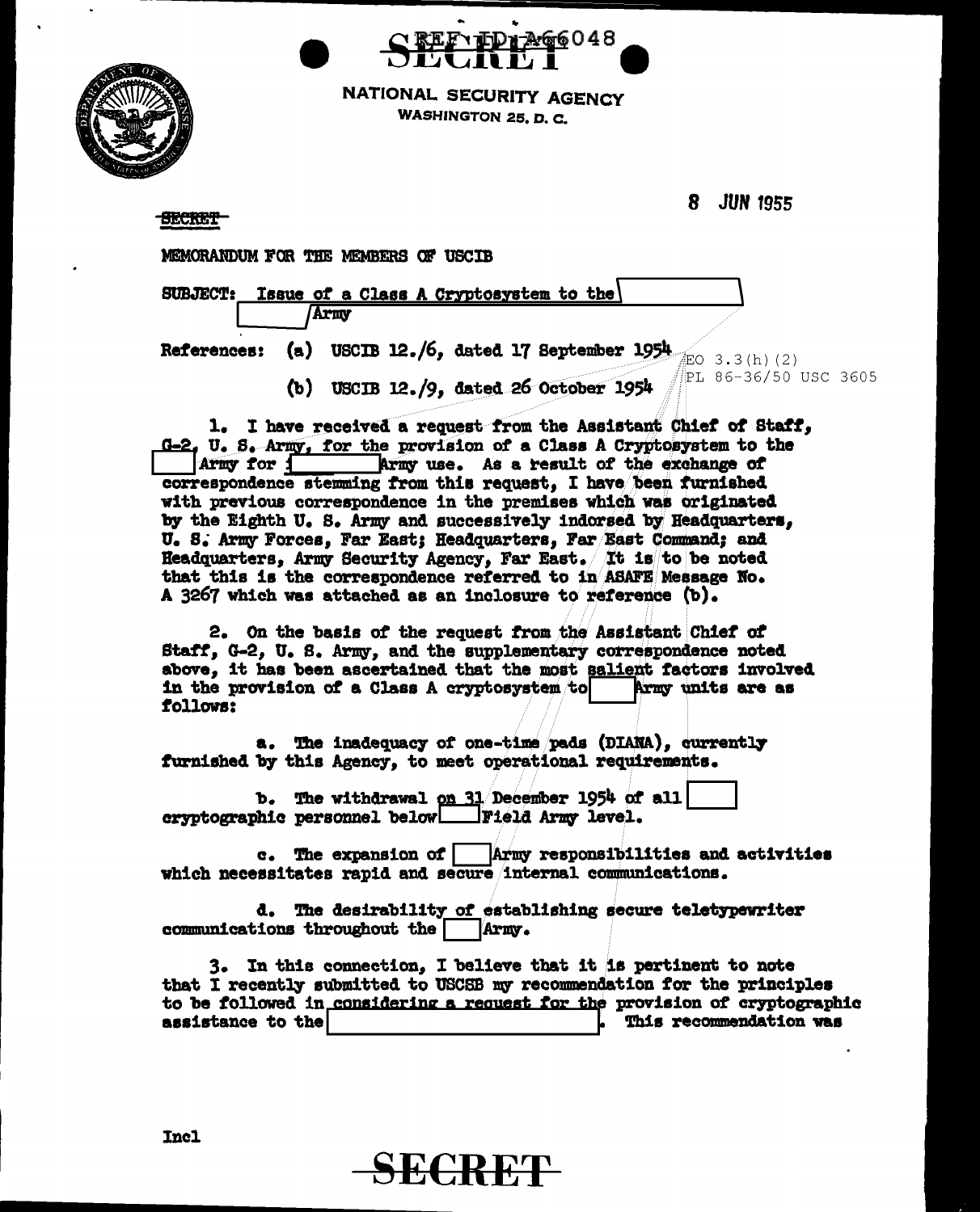SECRET

NATIONAL SECURITY AGENCY
WASHINGTON 25, D. C.

8 JUN 1955

SECRET

MEMORANDUM FOR THE MEMBERS OF USCIB

SUBJECT: Issue of a Class A Cryptosystem to the [ ] Army

References: (a) USCIB 12./6, dated 17 September 1954
(b) USCIB 12./9, dated 26 October 1954

EO 3.3(h)(2)
PL 86-36/50 USC 3605

1. I have received a request from the Assistant Chief of Staff, G-2, U. S. Army, for the provision of a Class A Cryptosystem to the [ ] Army for [ ] Army use. As a result of the exchange of correspondence stemming from this request, I have been furnished with previous correspondence in the premises which was originated by the Eighth U. S. Army and successively indorsed by Headquarters, U. S. Army Forces, Far East; Headquarters, Far East Command; and Headquarters, Army Security Agency, Far East. It is to be noted that this is the correspondence referred to in ASAFE Message No. A 3267 which was attached as an inclosure to reference (b).

2. On the basis of the request from the Assistant Chief of Staff, G-2, U. S. Army, and the supplementary correspondence noted above, it has been ascertained that the most salient factors involved in the provision of a Class A cryptosystem to [ ] Army units are as follows:

a. The inadequacy of one-time pads (DIANA), currently furnished by this Agency, to meet operational requirements.

b. The withdrawal on 31 December 1954 of all [ ] cryptographic personnel below [ ] Field Army level.

c. The expansion of [ ] Army responsibilities and activities which necessitates rapid and secure internal communications.

d. The desirability of establishing secure teletypewriter communications throughout the [ ] Army.

3. In this connection, I believe that it is pertinent to note that I recently submitted to USCSB my recommendation for the principles to be followed in considering a request for the provision of cryptographic assistance to the [ ]. This recommendation was

Incl

SECRET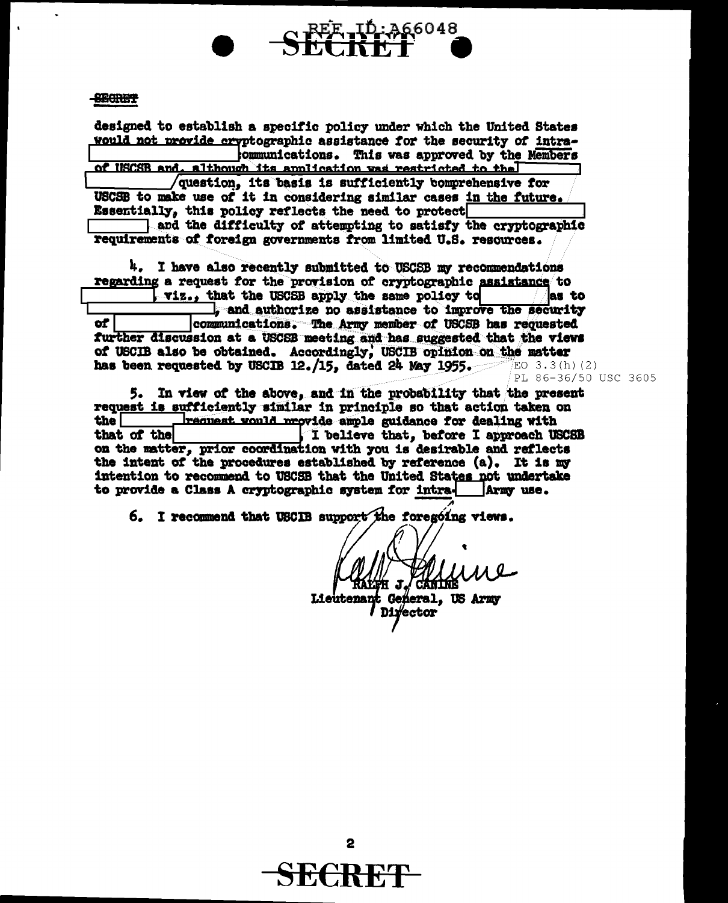REF ID:A66048

SECRET

designed to establish a specific policy under which the United States would not provide cryptographic assistance for the security of intra-[REDACTED] communications. This was approved by the Members of USCSB and, although its application was restricted to the [REDACTED] question, its basis is sufficiently comprehensive for USCSB to make use of it in considering similar cases in the future. Essentially, this policy reflects the need to protect [REDACTED] and the difficulty of attempting to satisfy the cryptographic requirements of foreign governments from limited U.S. resources.

4. I have also recently submitted to USCSB my recommendations regarding a request for the provision of cryptographic assistance to [REDACTED], viz., that the USCSB apply the same policy to [REDACTED] as to [REDACTED], and authorize no assistance to improve the security of [REDACTED] communications. The Army member of USCSB has requested further discussion at a USCSB meeting and has suggested that the views of USCIB also be obtained. Accordingly, USCIB opinion on the matter has been requested by USCIB 12./15, dated 24 May 1955.

EO 3.3(h)(2)
PL 86-36/50 USC 3605

5. In view of the above, and in the probability that the present request is sufficiently similar in principle so that action taken on the [REDACTED] request would provide ample guidance for dealing with that of the [REDACTED], I believe that, before I approach USCSB on the matter, prior coordination with you is desirable and reflects the intent of the procedures established by reference (a). It is my intention to recommend to USCSB that the United States not undertake to provide a Class A cryptographic system for intra-[REDACTED] Army use.

6. I recommend that USCIB support the foregoing views.

RALPH J. CANINE
Lieutenant General, US Army
Director

SECRET